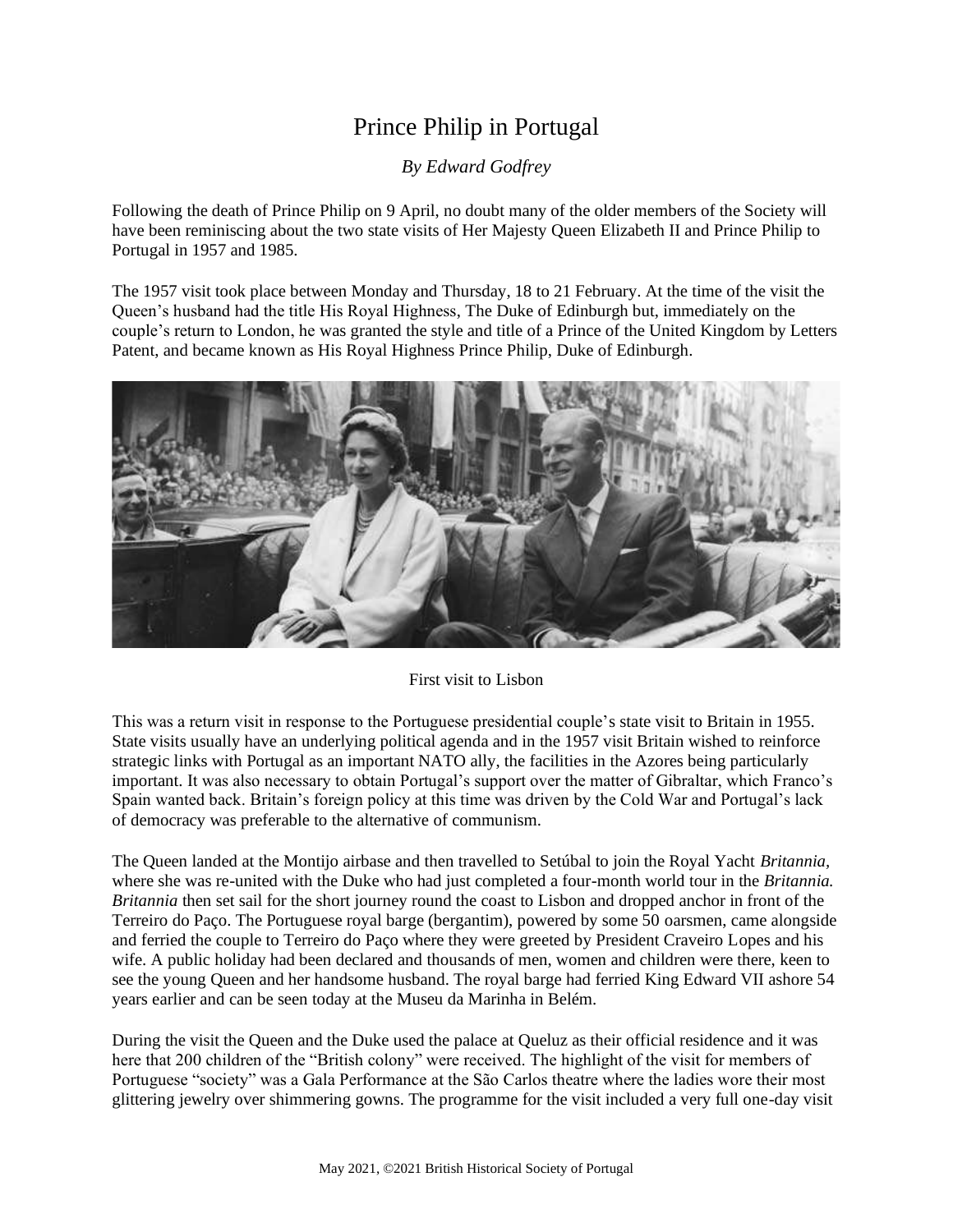# Prince Philip in Portugal

*By Edward Godfrey*

Following the death of Prince Philip on 9 April, no doubt many of the older members of the Society will have been reminiscing about the two state visits of Her Majesty Queen Elizabeth II and Prince Philip to Portugal in 1957 and 1985.

The 1957 visit took place between Monday and Thursday, 18 to 21 February. At the time of the visit the Queen's husband had the title His Royal Highness, The Duke of Edinburgh but, immediately on the couple's return to London, he was granted the style and title of a Prince of the United Kingdom by Letters Patent, and became known as His Royal Highness Prince Philip, Duke of Edinburgh.

First visit to Lisbon

This was a return visit in response to the Portuguese presidential couple's state visit to Britain in 1955. State visits usually have an underlying political agenda and in the 1957 visit Britain wished to reinforce strategic links with Portugal as an important NATO ally, the facilities in the Azores being particularly important. It was also necessary to obtain Portugal's support over the matter of Gibraltar, which Franco's Spain wanted back. Britain's foreign policy at this time was driven by the Cold War and Portugal's lack of democracy was preferable to the alternative of communism.

The Queen landed at the Montijo airbase and then travelled to Setúbal to join the Royal Yacht *Britannia,* where she was re-united with the Duke who had just completed a four-month world tour in the *Britannia. Britannia* then set sail for the short journey round the coast to Lisbon and dropped anchor in front of the Terreiro do Paço. The Portuguese royal barge (bergantim), powered by some 50 oarsmen, came alongside and ferried the couple to Terreiro do Paço where they were greeted by President Craveiro Lopes and his wife. A public holiday had been declared and thousands of men, women and children were there, keen to see the young Queen and her handsome husband. The royal barge had ferried King Edward VII ashore 54 years earlier and can be seen today at the Museu da Marinha in Belém.

During the visit the Queen and the Duke used the palace at Queluz as their official residence and it was here that 200 children of the "British colony" were received. The highlight of the visit for members of Portuguese "society" was a Gala Performance at the São Carlos theatre where the ladies wore their most glittering jewelry over shimmering gowns. The programme for the visit included a very full one-day visit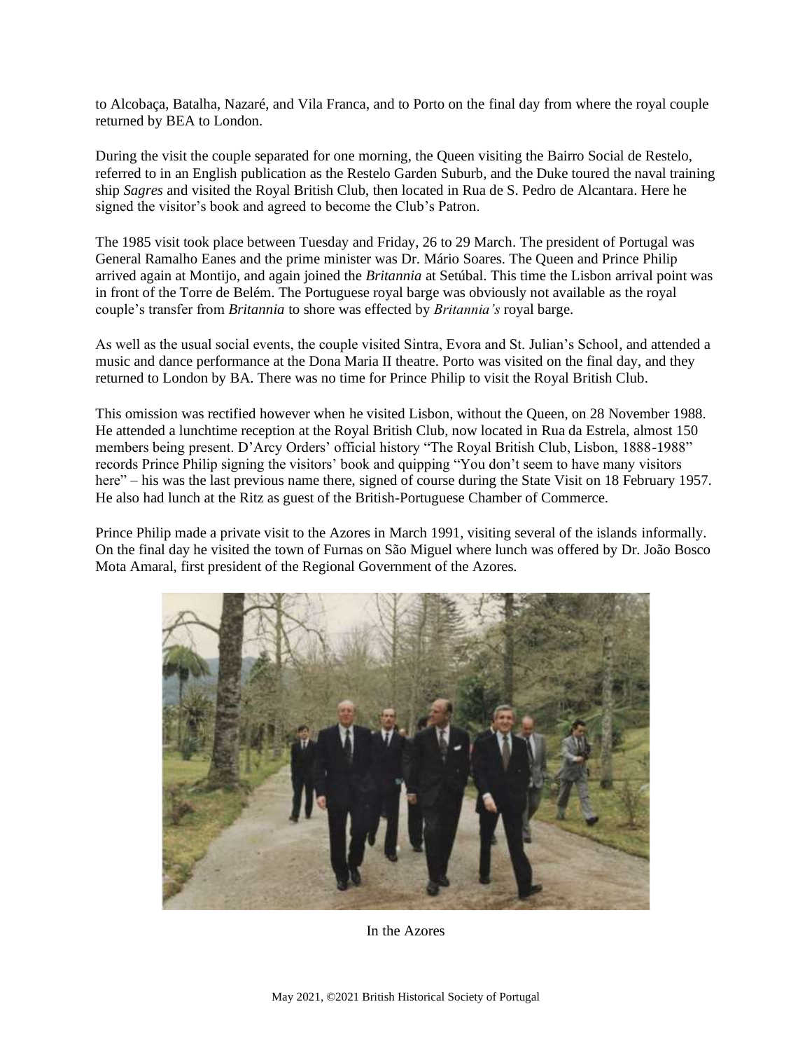to Alcobaça, Batalha, Nazaré, and Vila Franca, and to Porto on the final day from where the royal couple returned by BEA to London.

During the visit the couple separated for one morning, the Queen visiting the Bairro Social de Restelo, referred to in an English publication as the Restelo Garden Suburb, and the Duke toured the naval training ship *Sagres* and visited the Royal British Club, then located in Rua de S. Pedro de Alcantara. Here he signed the visitor's book and agreed to become the Club's Patron.

The 1985 visit took place between Tuesday and Friday, 26 to 29 March. The president of Portugal was General Ramalho Eanes and the prime minister was Dr. Mário Soares. The Queen and Prince Philip arrived again at Montijo, and again joined the *Britannia* at Setúbal. This time the Lisbon arrival point was in front of the Torre de Belém. The Portuguese royal barge was obviously not available as the royal couple's transfer from *Britannia* to shore was effected by *Britannia's* royal barge.

As well as the usual social events, the couple visited Sintra, Evora and St. Julian's School, and attended a music and dance performance at the Dona Maria II theatre. Porto was visited on the final day, and they returned to London by BA. There was no time for Prince Philip to visit the Royal British Club.

This omission was rectified however when he visited Lisbon, without the Queen, on 28 November 1988. He attended a lunchtime reception at the Royal British Club, now located in Rua da Estrela, almost 150 members being present. D'Arcy Orders' official history "The Royal British Club, Lisbon, 1888-1988" records Prince Philip signing the visitors' book and quipping "You don't seem to have many visitors here" – his was the last previous name there, signed of course during the State Visit on 18 February 1957. He also had lunch at the Ritz as guest of the British-Portuguese Chamber of Commerce.

Prince Philip made a private visit to the Azores in March 1991, visiting several of the islands informally. On the final day he visited the town of Furnas on São Miguel where lunch was offered by Dr. João Bosco Mota Amaral, first president of the Regional Government of the Azores.

In the Azores